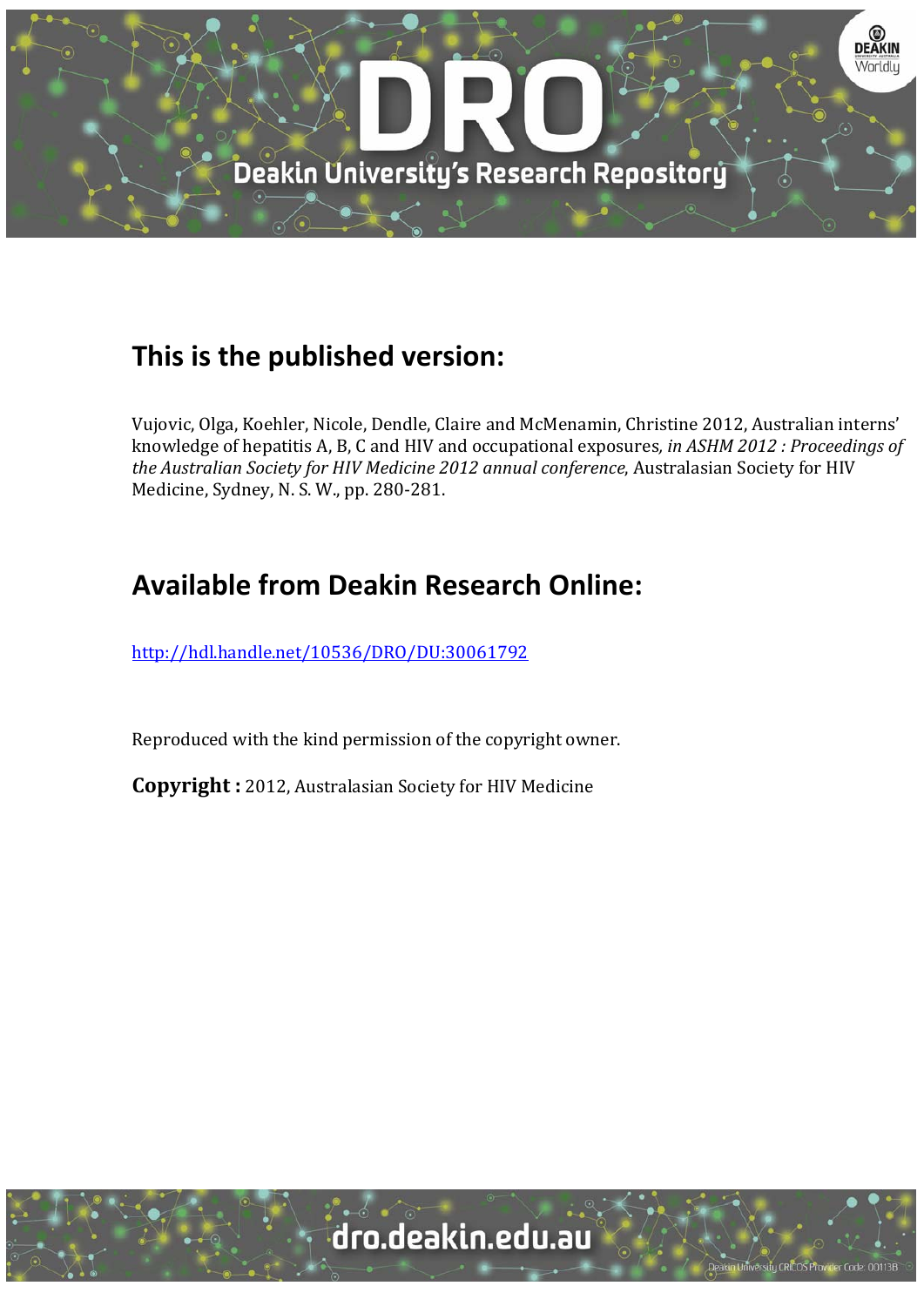## This is the published version:

Vujovic, Olga, Koehler, Nicole, Dendle, Claire and McMenamin, Christine 2012, Australian interns' knowledge of hepatitis A, B, C and HIV and occupational exposures, *in ASHM 2012 : Proceedings of the Australian Society for HIV Medicine 2012 annual conference*, Australasian Society for HIV Medicine, Sydney, N. S. W., pp. 280-281.

## Available from Deakin Research Online:

http://hdl.handle.net/10536/DRO/DU:30061792

Reproduced with the kind permission of the copyright owner.

**Copyright :** 2012, Australasian Society for HIV Medicine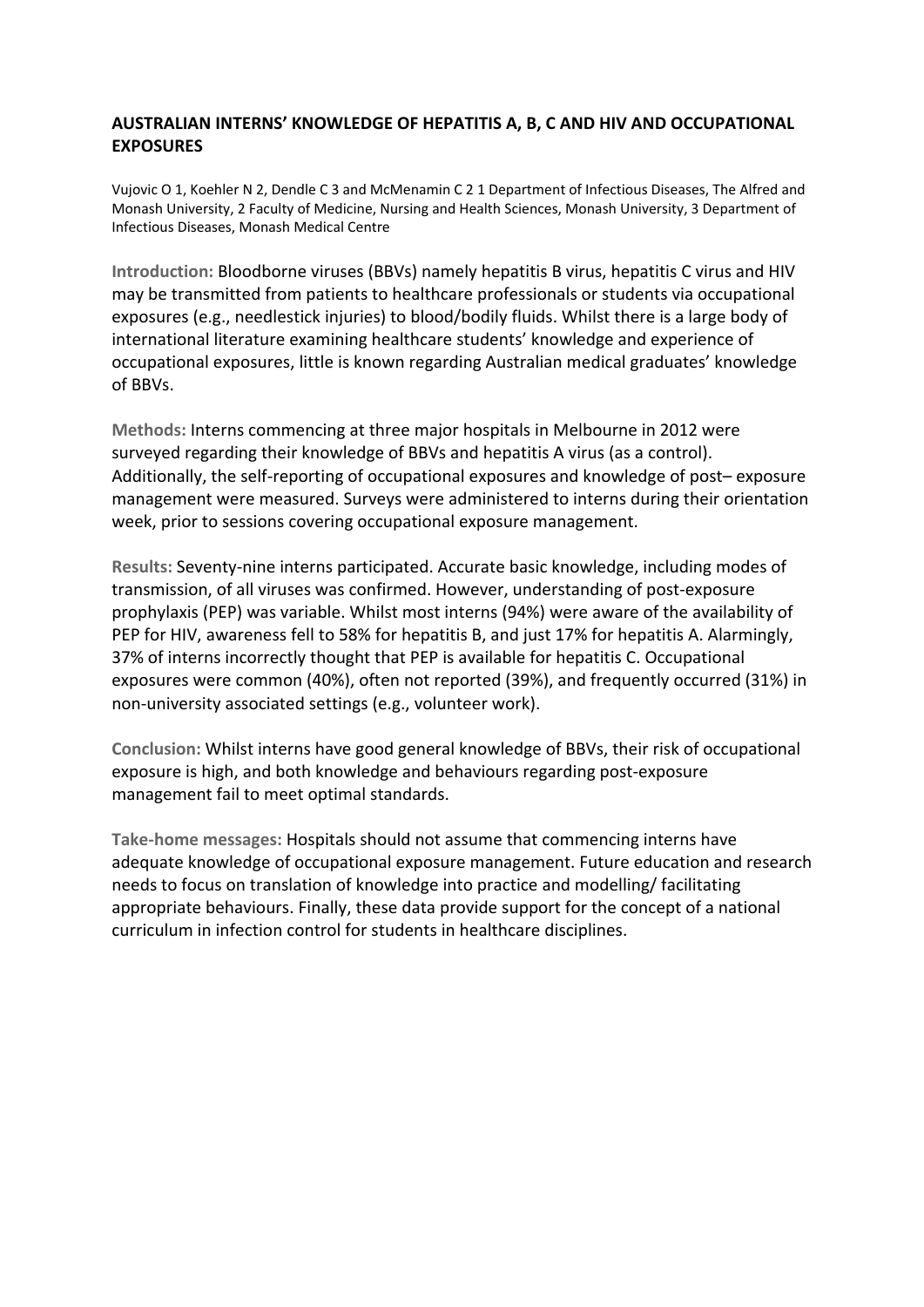# AUSTRALIAN INTERNS' KNOWLEDGE OF HEPATITIS A, B, C AND HIV AND OCCUPATIONAL EXPOSURES

Vujovic O 1, Koehler N 2, Dendle C 3 and McMenamin C 2 1 Department of Infectious Diseases, The Alfred and Monash University, 2 Faculty of Medicine, Nursing and Health Sciences, Monash University, 3 Department of Infectious Diseases, Monash Medical Centre

**Introduction:** Bloodborne viruses (BBVs) namely hepatitis B virus, hepatitis C virus and HIV may be transmitted from patients to healthcare professionals or students via occupational exposures (e.g., needlestick injuries) to blood/bodily fluids. Whilst there is a large body of international literature examining healthcare students' knowledge and experience of occupational exposures, little is known regarding Australian medical graduates' knowledge of BBVs.

**Methods:** Interns commencing at three major hospitals in Melbourne in 2012 were surveyed regarding their knowledge of BBVs and hepatitis A virus (as a control). Additionally, the self-reporting of occupational exposures and knowledge of post– exposure management were measured. Surveys were administered to interns during their orientation week, prior to sessions covering occupational exposure management.

**Results:** Seventy-nine interns participated. Accurate basic knowledge, including modes of transmission, of all viruses was confirmed. However, understanding of post-exposure prophylaxis (PEP) was variable. Whilst most interns (94%) were aware of the availability of PEP for HIV, awareness fell to 58% for hepatitis B, and just 17% for hepatitis A. Alarmingly, 37% of interns incorrectly thought that PEP is available for hepatitis C. Occupational exposures were common (40%), often not reported (39%), and frequently occurred (31%) in non-university associated settings (e.g., volunteer work).

**Conclusion:** Whilst interns have good general knowledge of BBVs, their risk of occupational exposure is high, and both knowledge and behaviours regarding post-exposure management fail to meet optimal standards.

**Take-home messages:** Hospitals should not assume that commencing interns have adequate knowledge of occupational exposure management. Future education and research needs to focus on translation of knowledge into practice and modelling/ facilitating appropriate behaviours. Finally, these data provide support for the concept of a national curriculum in infection control for students in healthcare disciplines.